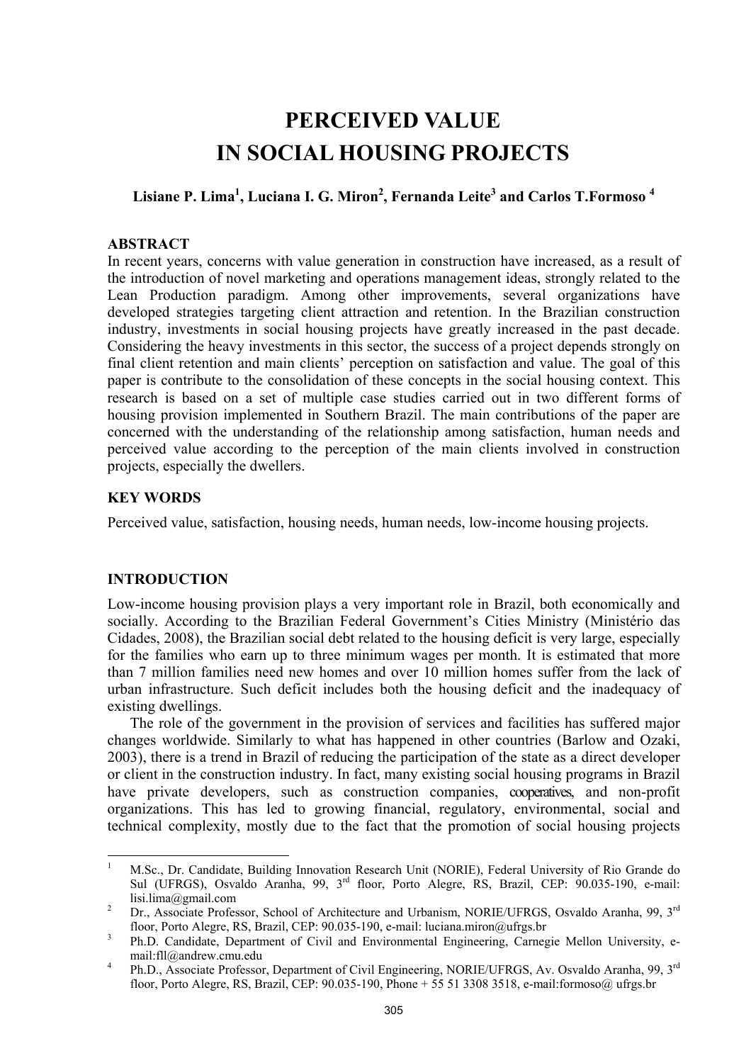# PERCEIVED VALUE IN SOCIAL HOUSING PROJECTS

**Lisiane P. Lima[1], Luciana I. G. Miron[2], Fernanda Leite[3] and Carlos T.Formoso [4]**

## ABSTRACT

In recent years, concerns with value generation in construction have increased, as a result of the introduction of novel marketing and operations management ideas, strongly related to the Lean Production paradigm. Among other improvements, several organizations have developed strategies targeting client attraction and retention. In the Brazilian construction industry, investments in social housing projects have greatly increased in the past decade. Considering the heavy investments in this sector, the success of a project depends strongly on final client retention and main clients' perception on satisfaction and value. The goal of this paper is contribute to the consolidation of these concepts in the social housing context. This research is based on a set of multiple case studies carried out in two different forms of housing provision implemented in Southern Brazil. The main contributions of the paper are concerned with the understanding of the relationship among satisfaction, human needs and perceived value according to the perception of the main clients involved in construction projects, especially the dwellers.

## KEY WORDS

Perceived value, satisfaction, housing needs, human needs, low-income housing projects.

## INTRODUCTION

Low-income housing provision plays a very important role in Brazil, both economically and socially. According to the Brazilian Federal Government's Cities Ministry (Ministério das Cidades, 2008), the Brazilian social debt related to the housing deficit is very large, especially for the families who earn up to three minimum wages per month. It is estimated that more than 7 million families need new homes and over 10 million homes suffer from the lack of urban infrastructure. Such deficit includes both the housing deficit and the inadequacy of existing dwellings.

The role of the government in the provision of services and facilities has suffered major changes worldwide. Similarly to what has happened in other countries (Barlow and Ozaki, 2003), there is a trend in Brazil of reducing the participation of the state as a direct developer or client in the construction industry. In fact, many existing social housing programs in Brazil have private developers, such as construction companies, cooperatives, and non-profit organizations. This has led to growing financial, regulatory, environmental, social and technical complexity, mostly due to the fact that the promotion of social housing projects

---

[1] M.Sc., Dr. Candidate, Building Innovation Research Unit (NORIE), Federal University of Rio Grande do Sul (UFRGS), Osvaldo Aranha, 99, 3rd floor, Porto Alegre, RS, Brazil, CEP: 90.035-190, e-mail: lisi.lima@gmail.com

[2] Dr., Associate Professor, School of Architecture and Urbanism, NORIE/UFRGS, Osvaldo Aranha, 99, 3rd floor, Porto Alegre, RS, Brazil, CEP: 90.035-190, e-mail: luciana.miron@ufrgs.br

[3] Ph.D. Candidate, Department of Civil and Environmental Engineering, Carnegie Mellon University, e-mail:fll@andrew.cmu.edu

[4] Ph.D., Associate Professor, Department of Civil Engineering, NORIE/UFRGS, Av. Osvaldo Aranha, 99, 3rd floor, Porto Alegre, RS, Brazil, CEP: 90.035-190, Phone + 55 51 3308 3518, e-mail:formoso@ ufrgs.br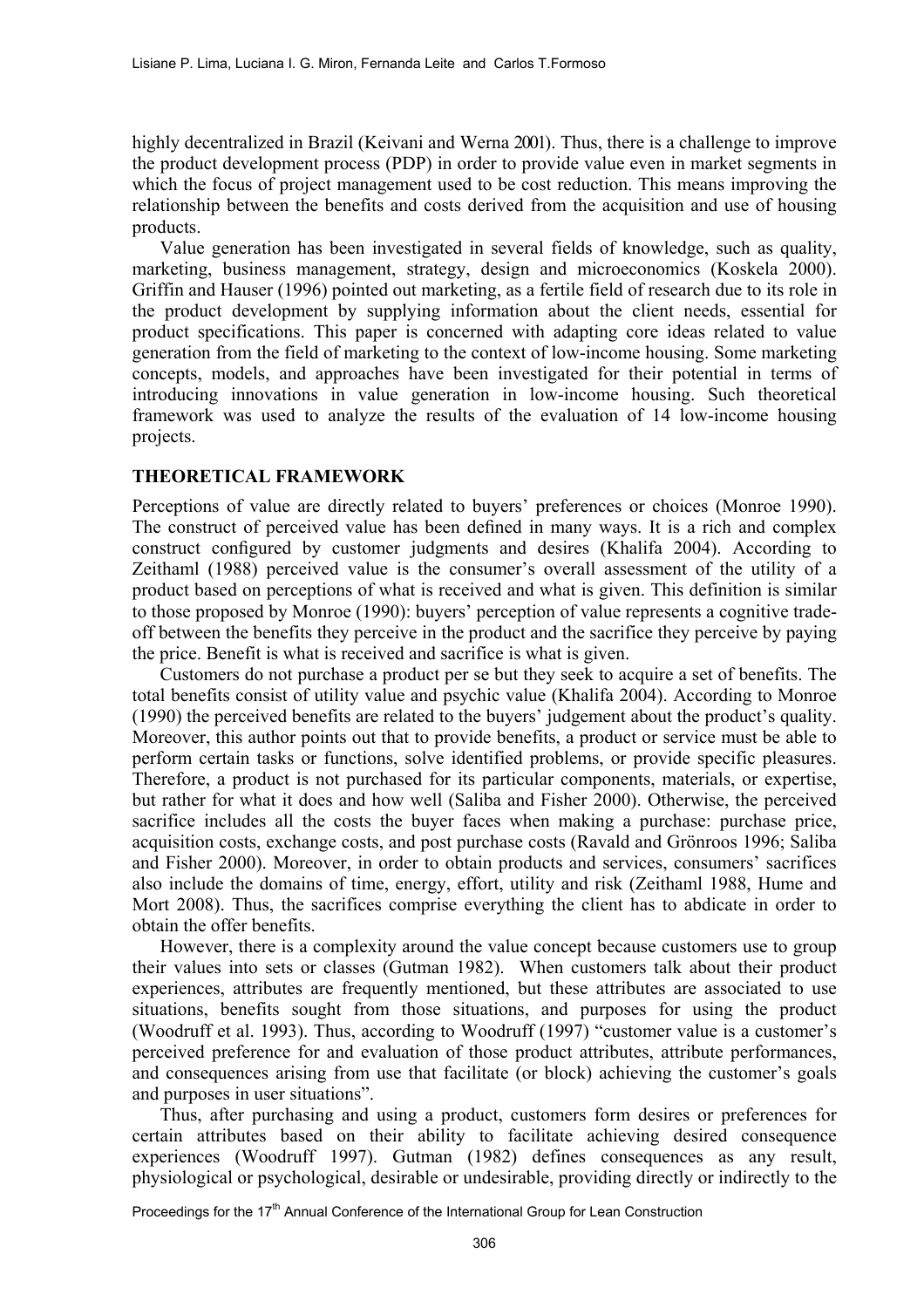highly decentralized in Brazil (Keivani and Werna 2001). Thus, there is a challenge to improve the product development process (PDP) in order to provide value even in market segments in which the focus of project management used to be cost reduction. This means improving the relationship between the benefits and costs derived from the acquisition and use of housing products.

Value generation has been investigated in several fields of knowledge, such as quality, marketing, business management, strategy, design and microeconomics (Koskela 2000). Griffin and Hauser (1996) pointed out marketing, as a fertile field of research due to its role in the product development by supplying information about the client needs, essential for product specifications. This paper is concerned with adapting core ideas related to value generation from the field of marketing to the context of low-income housing. Some marketing concepts, models, and approaches have been investigated for their potential in terms of introducing innovations in value generation in low-income housing. Such theoretical framework was used to analyze the results of the evaluation of 14 low-income housing projects.

## THEORETICAL FRAMEWORK

Perceptions of value are directly related to buyers' preferences or choices (Monroe 1990). The construct of perceived value has been defined in many ways. It is a rich and complex construct configured by customer judgments and desires (Khalifa 2004). According to Zeithaml (1988) perceived value is the consumer's overall assessment of the utility of a product based on perceptions of what is received and what is given. This definition is similar to those proposed by Monroe (1990): buyers' perception of value represents a cognitive trade-off between the benefits they perceive in the product and the sacrifice they perceive by paying the price. Benefit is what is received and sacrifice is what is given.

Customers do not purchase a product per se but they seek to acquire a set of benefits. The total benefits consist of utility value and psychic value (Khalifa 2004). According to Monroe (1990) the perceived benefits are related to the buyers' judgement about the product's quality. Moreover, this author points out that to provide benefits, a product or service must be able to perform certain tasks or functions, solve identified problems, or provide specific pleasures. Therefore, a product is not purchased for its particular components, materials, or expertise, but rather for what it does and how well (Saliba and Fisher 2000). Otherwise, the perceived sacrifice includes all the costs the buyer faces when making a purchase: purchase price, acquisition costs, exchange costs, and post purchase costs (Ravald and Grönroos 1996; Saliba and Fisher 2000). Moreover, in order to obtain products and services, consumers' sacrifices also include the domains of time, energy, effort, utility and risk (Zeithaml 1988, Hume and Mort 2008). Thus, the sacrifices comprise everything the client has to abdicate in order to obtain the offer benefits.

However, there is a complexity around the value concept because customers use to group their values into sets or classes (Gutman 1982). When customers talk about their product experiences, attributes are frequently mentioned, but these attributes are associated to use situations, benefits sought from those situations, and purposes for using the product (Woodruff et al. 1993). Thus, according to Woodruff (1997) "customer value is a customer's perceived preference for and evaluation of those product attributes, attribute performances, and consequences arising from use that facilitate (or block) achieving the customer's goals and purposes in user situations".

Thus, after purchasing and using a product, customers form desires or preferences for certain attributes based on their ability to facilitate achieving desired consequence experiences (Woodruff 1997). Gutman (1982) defines consequences as any result, physiological or psychological, desirable or undesirable, providing directly or indirectly to the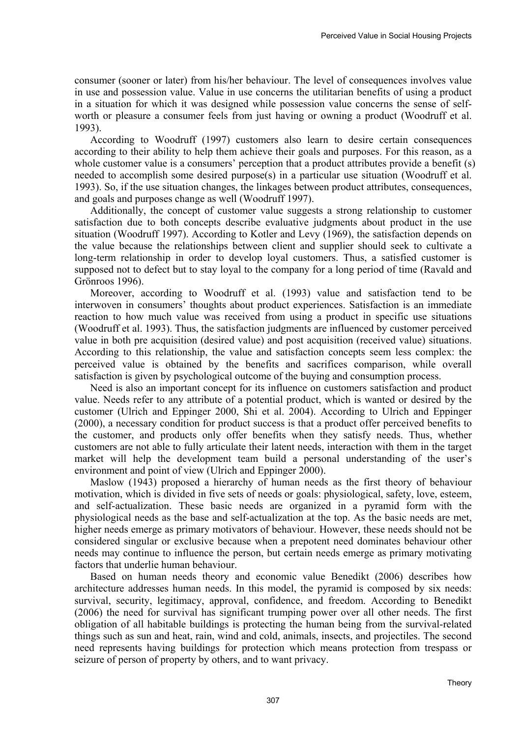consumer (sooner or later) from his/her behaviour. The level of consequences involves value in use and possession value. Value in use concerns the utilitarian benefits of using a product in a situation for which it was designed while possession value concerns the sense of self-worth or pleasure a consumer feels from just having or owning a product (Woodruff et al. 1993).

According to Woodruff (1997) customers also learn to desire certain consequences according to their ability to help them achieve their goals and purposes. For this reason, as a whole customer value is a consumers' perception that a product attributes provide a benefit (s) needed to accomplish some desired purpose(s) in a particular use situation (Woodruff et al. 1993). So, if the use situation changes, the linkages between product attributes, consequences, and goals and purposes change as well (Woodruff 1997).

Additionally, the concept of customer value suggests a strong relationship to customer satisfaction due to both concepts describe evaluative judgments about product in the use situation (Woodruff 1997). According to Kotler and Levy (1969), the satisfaction depends on the value because the relationships between client and supplier should seek to cultivate a long-term relationship in order to develop loyal customers. Thus, a satisfied customer is supposed not to defect but to stay loyal to the company for a long period of time (Ravald and Grönroos 1996).

Moreover, according to Woodruff et al. (1993) value and satisfaction tend to be interwoven in consumers' thoughts about product experiences. Satisfaction is an immediate reaction to how much value was received from using a product in specific use situations (Woodruff et al. 1993). Thus, the satisfaction judgments are influenced by customer perceived value in both pre acquisition (desired value) and post acquisition (received value) situations. According to this relationship, the value and satisfaction concepts seem less complex: the perceived value is obtained by the benefits and sacrifices comparison, while overall satisfaction is given by psychological outcome of the buying and consumption process.

Need is also an important concept for its influence on customers satisfaction and product value. Needs refer to any attribute of a potential product, which is wanted or desired by the customer (Ulrich and Eppinger 2000, Shi et al. 2004). According to Ulrich and Eppinger (2000), a necessary condition for product success is that a product offer perceived benefits to the customer, and products only offer benefits when they satisfy needs. Thus, whether customers are not able to fully articulate their latent needs, interaction with them in the target market will help the development team build a personal understanding of the user's environment and point of view (Ulrich and Eppinger 2000).

Maslow (1943) proposed a hierarchy of human needs as the first theory of behaviour motivation, which is divided in five sets of needs or goals: physiological, safety, love, esteem, and self-actualization. These basic needs are organized in a pyramid form with the physiological needs as the base and self-actualization at the top. As the basic needs are met, higher needs emerge as primary motivators of behaviour. However, these needs should not be considered singular or exclusive because when a prepotent need dominates behaviour other needs may continue to influence the person, but certain needs emerge as primary motivating factors that underlie human behaviour.

Based on human needs theory and economic value Benedikt (2006) describes how architecture addresses human needs. In this model, the pyramid is composed by six needs: survival, security, legitimacy, approval, confidence, and freedom. According to Benedikt (2006) the need for survival has significant trumping power over all other needs. The first obligation of all habitable buildings is protecting the human being from the survival-related things such as sun and heat, rain, wind and cold, animals, insects, and projectiles. The second need represents having buildings for protection which means protection from trespass or seizure of person of property by others, and to want privacy.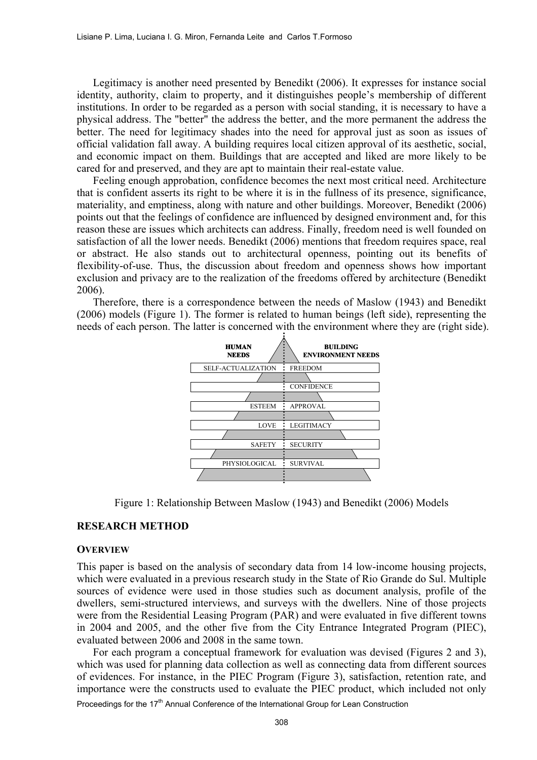Legitimacy is another need presented by Benedikt (2006). It expresses for instance social identity, authority, claim to property, and it distinguishes people's membership of different institutions. In order to be regarded as a person with social standing, it is necessary to have a physical address. The "better" the address the better, and the more permanent the address the better. The need for legitimacy shades into the need for approval just as soon as issues of official validation fall away. A building requires local citizen approval of its aesthetic, social, and economic impact on them. Buildings that are accepted and liked are more likely to be cared for and preserved, and they are apt to maintain their real-estate value.

Feeling enough approbation, confidence becomes the next most critical need. Architecture that is confident asserts its right to be where it is in the fullness of its presence, significance, materiality, and emptiness, along with nature and other buildings. Moreover, Benedikt (2006) points out that the feelings of confidence are influenced by designed environment and, for this reason these are issues which architects can address. Finally, freedom need is well founded on satisfaction of all the lower needs. Benedikt (2006) mentions that freedom requires space, real or abstract. He also stands out to architectural openness, pointing out its benefits of flexibility-of-use. Thus, the discussion about freedom and openness shows how important exclusion and privacy are to the realization of the freedoms offered by architecture (Benedikt 2006).

Therefore, there is a correspondence between the needs of Maslow (1943) and Benedikt (2006) models (Figure 1). The former is related to human beings (left side), representing the needs of each person. The latter is concerned with the environment where they are (right side).

| HUMAN NEEDS | BUILDING ENVIRONMENT NEEDS |
|---|---|
| SELF-ACTUALIZATION | FREEDOM |
| | CONFIDENCE |
| ESTEEM | APPROVAL |
| LOVE | LEGITIMACY |
| SAFETY | SECURITY |
| PHYSIOLOGICAL | SURVIVAL |

Figure 1: Relationship Between Maslow (1943) and Benedikt (2006) Models

## RESEARCH METHOD

### OVERVIEW

This paper is based on the analysis of secondary data from 14 low-income housing projects, which were evaluated in a previous research study in the State of Rio Grande do Sul. Multiple sources of evidence were used in those studies such as document analysis, profile of the dwellers, semi-structured interviews, and surveys with the dwellers. Nine of those projects were from the Residential Leasing Program (PAR) and were evaluated in five different towns in 2004 and 2005, and the other five from the City Entrance Integrated Program (PIEC), evaluated between 2006 and 2008 in the same town.

For each program a conceptual framework for evaluation was devised (Figures 2 and 3), which was used for planning data collection as well as connecting data from different sources of evidences. For instance, in the PIEC Program (Figure 3), satisfaction, retention rate, and importance were the constructs used to evaluate the PIEC product, which included not only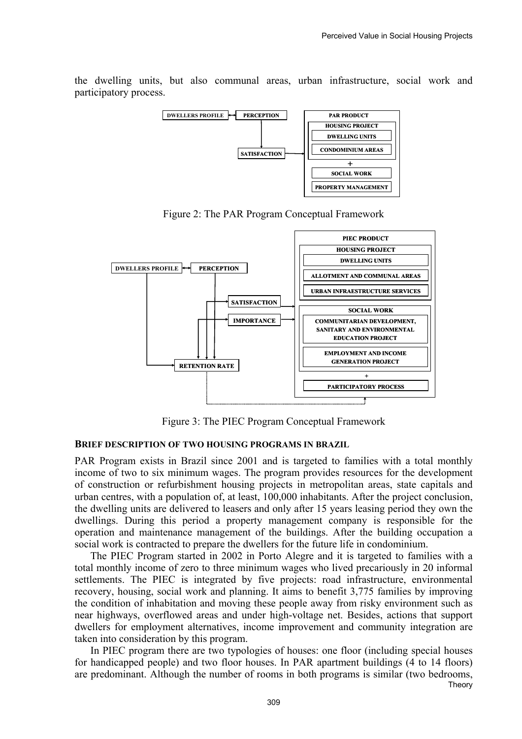the dwelling units, but also communal areas, urban infrastructure, social work and participatory process.

Figure 2: The PAR Program Conceptual Framework

Figure 3: The PIEC Program Conceptual Framework

### BRIEF DESCRIPTION OF TWO HOUSING PROGRAMS IN BRAZIL

PAR Program exists in Brazil since 2001 and is targeted to families with a total monthly income of two to six minimum wages. The program provides resources for the development of construction or refurbishment housing projects in metropolitan areas, state capitals and urban centres, with a population of, at least, 100,000 inhabitants. After the project conclusion, the dwelling units are delivered to leasers and only after 15 years leasing period they own the dwellings. During this period a property management company is responsible for the operation and maintenance management of the buildings. After the building occupation a social work is contracted to prepare the dwellers for the future life in condominium.

The PIEC Program started in 2002 in Porto Alegre and it is targeted to families with a total monthly income of zero to three minimum wages who lived precariously in 20 informal settlements. The PIEC is integrated by five projects: road infrastructure, environmental recovery, housing, social work and planning. It aims to benefit 3,775 families by improving the condition of inhabitation and moving these people away from risky environment such as near highways, overflowed areas and under high-voltage net. Besides, actions that support dwellers for employment alternatives, income improvement and community integration are taken into consideration by this program.

In PIEC program there are two typologies of houses: one floor (including special houses for handicapped people) and two floor houses. In PAR apartment buildings (4 to 14 floors) are predominant. Although the number of rooms in both programs is similar (two bedrooms,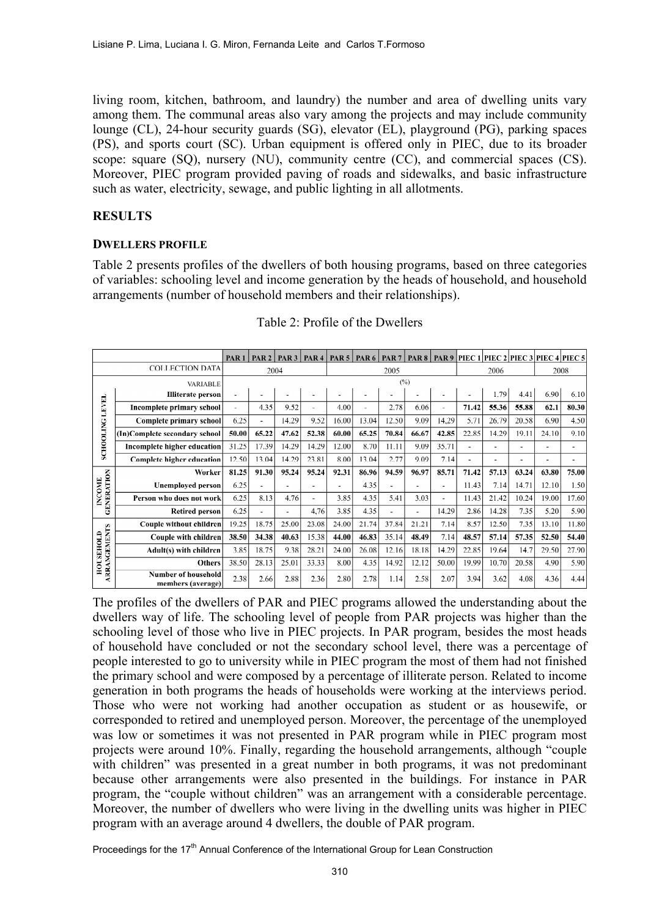living room, kitchen, bathroom, and laundry) the number and area of dwelling units vary among them. The communal areas also vary among the projects and may include community lounge (CL), 24-hour security guards (SG), elevator (EL), playground (PG), parking spaces (PS), and sports court (SC). Urban equipment is offered only in PIEC, due to its broader scope: square (SQ), nursery (NU), community centre (CC), and commercial spaces (CS). Moreover, PIEC program provided paving of roads and sidewalks, and basic infrastructure such as water, electricity, sewage, and public lighting in all allotments.

## RESULTS

### DWELLERS PROFILE

Table 2 presents profiles of the dwellers of both housing programs, based on three categories of variables: schooling level and income generation by the heads of household, and household arrangements (number of household members and their relationships).

Table 2: Profile of the Dwellers

| | | PAR 1 | PAR 2 | PAR 3 | PAR 4 | PAR 5 | PAR 6 | PAR 7 | PAR 8 | PAR 9 | PIEC 1 | PIEC 2 | PIEC 3 | PIEC 4 | PIEC 5 |
|---|---|---|---|---|---|---|---|---|---|---|---|---|---|---|---|
| COLLECTION DATA | | 2004 | | | | 2005 | | | | | 2006 | | | 2008 | |
| | VARIABLE | (%) | | | | | | | | | | | | | |
| SCHOOLING LEVEL | Illiterate person | - | - | - | - | - | - | - | - | - | - | 1.79 | 4.41 | 6.90 | 6.10 |
| | Incomplete primary school | - | 4.35 | 9.52 | - | 4.00 | - | 2.78 | 6.06 | - | **71.42** | **55.36** | **55.88** | **62.1** | **80.30** |
| | Complete primary school | 6.25 | - | 14.29 | 9.52 | 16.00 | 13.04 | 12.50 | 9.09 | 14,29 | 5.71 | 26.79 | 20.58 | 6.90 | 4.50 |
| | (In)Complete secondary school | **50.00** | **65.22** | **47.62** | **52.38** | **60.00** | **65.25** | **70.84** | **66.67** | **42.85** | 22.85 | 14.29 | 19.11 | 24.10 | 9.10 |
| | Incomplete higher education | 31.25 | 17.39 | 14.29 | 14.29 | 12.00 | 8.70 | 11.11 | 9.09 | 35.71 | - | - | - | - | - |
| | Complete higher education | 12.50 | 13.04 | 14.29 | 23.81 | 8.00 | 13.04 | 2.77 | 9.09 | 7.14 | - | - | - | - | - |
| INCOME GENERATION | Worker | **81.25** | **91.30** | **95.24** | **95.24** | **92.31** | **86.96** | **94.59** | **96.97** | **85.71** | **71.42** | **57.13** | **63.24** | **63.80** | **75.00** |
| | Unemployed person | 6.25 | - | - | - | - | 4.35 | - | - | - | 11.43 | 7.14 | 14.71 | 12.10 | 1.50 |
| | Person who does not work | 6.25 | 8.13 | 4.76 | - | 3.85 | 4.35 | 5.41 | 3.03 | - | 11.43 | 21.42 | 10.24 | 19.00 | 17.60 |
| | Retired person | 6.25 | - | - | 4,76 | 3.85 | 4.35 | - | - | 14.29 | 2.86 | 14.28 | 7.35 | 5.20 | 5.90 |
| HOUSEHOLD ARRANGEMENTS | Couple without children | 19.25 | 18.75 | 25.00 | 23.08 | 24.00 | 21.74 | 37.84 | 21.21 | 7.14 | 8.57 | 12.50 | 7.35 | 13.10 | 11.80 |
| | Couple with children | **38.50** | **34.38** | **40.63** | 15.38 | **44.00** | **46.83** | 35.14 | **48.49** | 7.14 | **48.57** | **57.14** | **57.35** | **52.50** | **54.40** |
| | Adult(s) with children | 3.85 | 18.75 | 9.38 | 28.21 | 24.00 | 26.08 | 12.16 | 18.18 | 14.29 | 22.85 | 19.64 | 14.7 | 29.50 | 27.90 |
| | Others | 38.50 | 28.13 | 25.01 | 33.33 | 8.00 | 4.35 | 14.92 | 12.12 | 50.00 | 19.99 | 10.70 | 20.58 | 4.90 | 5.90 |
| | Number of household members (average) | 2.38 | 2.66 | 2.88 | 2.36 | 2.80 | 2.78 | 1.14 | 2.58 | 2.07 | 3.94 | 3.62 | 4.08 | 4.36 | 4.44 |

The profiles of the dwellers of PAR and PIEC programs allowed the understanding about the dwellers way of life. The schooling level of people from PAR projects was higher than the schooling level of those who live in PIEC projects. In PAR program, besides the most heads of household have concluded or not the secondary school level, there was a percentage of people interested to go to university while in PIEC program the most of them had not finished the primary school and were composed by a percentage of illiterate person. Related to income generation in both programs the heads of households were working at the interviews period. Those who were not working had another occupation as student or as housewife, or corresponded to retired and unemployed person. Moreover, the percentage of the unemployed was low or sometimes it was not presented in PAR program while in PIEC program most projects were around 10%. Finally, regarding the household arrangements, although "couple with children" was presented in a great number in both programs, it was not predominant because other arrangements were also presented in the buildings. For instance in PAR program, the "couple without children" was an arrangement with a considerable percentage. Moreover, the number of dwellers who were living in the dwelling units was higher in PIEC program with an average around 4 dwellers, the double of PAR program.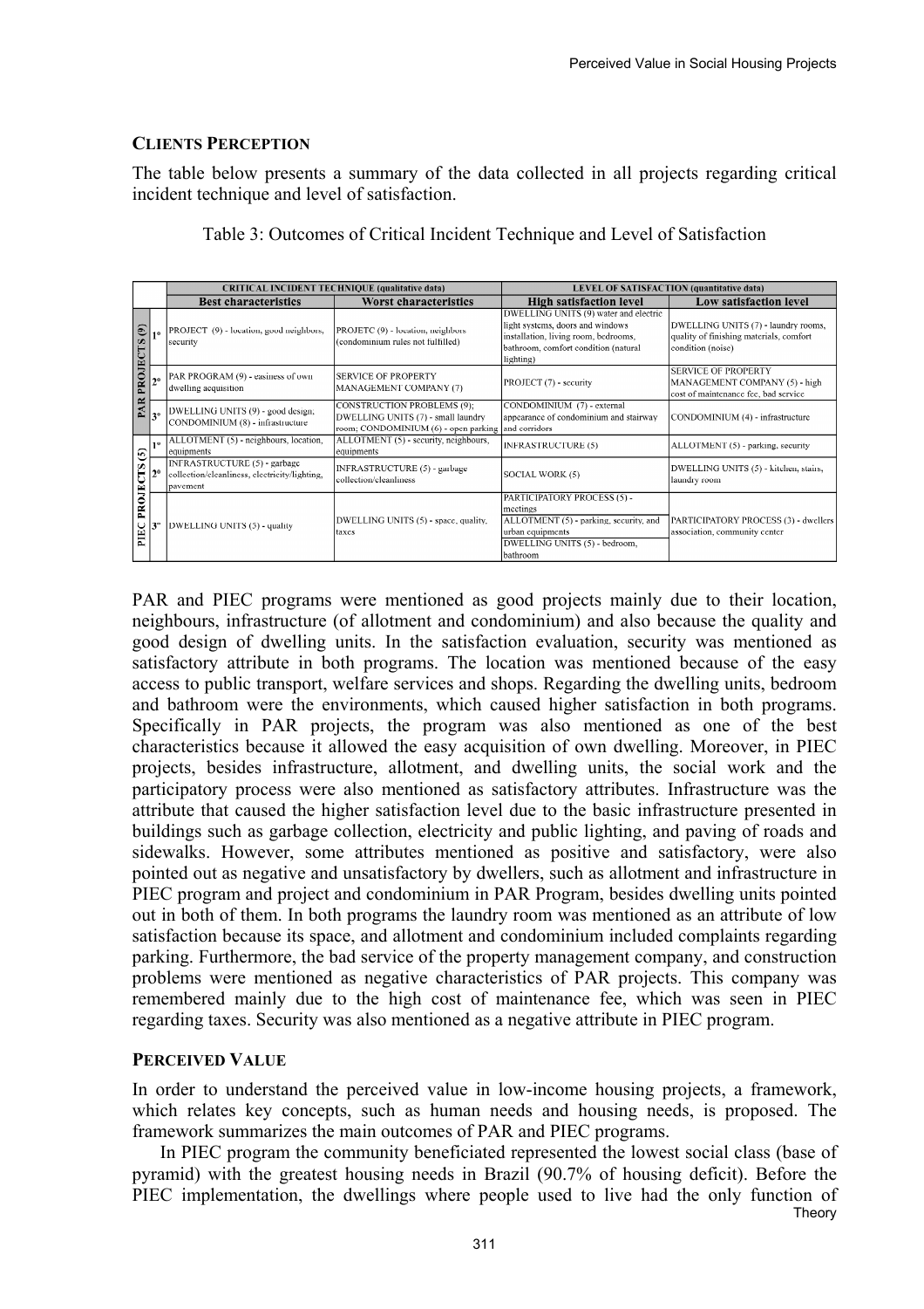### CLIENTS PERCEPTION

The table below presents a summary of the data collected in all projects regarding critical incident technique and level of satisfaction.

Table 3: Outcomes of Critical Incident Technique and Level of Satisfaction

| | | CRITICAL INCIDENT TECHNIQUE (qualitative data) | | LEVEL OF SATISFACTION (quantitative data) | |
|---|---|---|---|---|---|
| | | **Best characteristics** | **Worst characteristics** | **High satisfaction level** | **Low satisfaction level** |
| PAR PROJECTS (9) | 1º | PROJECT (9) - location, good neighbors, security | PROJETC (9) - location, neighbors (condominium rules not fulfilled) | DWELLING UNITS (9) water and electric light systems, doors and windows installation, living room, bedrooms, bathroom, comfort condition (natural lighting) | DWELLING UNITS (7) - laundry rooms, quality of finishing materials, comfort condition (noise) |
| | 2º | PAR PROGRAM (9) - easiness of own dwelling acquisition | SERVICE OF PROPERTY MANAGEMENT COMPANY (7) | PROJECT (7) - security | SERVICE OF PROPERTY MANAGEMENT COMPANY (5) - high cost of maintenance fee, bad service |
| | 3º | DWELLING UNITS (9) - good design, CONDOMINIUM (8) - infrastructure | CONSTRUCTION PROBLEMS (9); DWELLING UNITS (7) - small laundry room; CONDOMINIUM (6) - open parking | CONDOMINIUM (7) - external appearance of condominium and stairway and corridors | CONDOMINIUM (4) - infrastructure |
| PIEC PROJECTS (5) | 1º | ALLOTMENT (5) - neighbours, location, equipments | ALLOTMENT (5) - security, neighbours, equipments | INFRASTRUCTURE (5) | ALLOTMENT (5) - parking, security |
| | 2º | INFRASTRUCTURE (5) - garbage collection/cleanliness, electricity/lighting, pavement | INFRASTRUCTURE (5) - garbage collection/cleanliness | SOCIAL WORK (5) | DWELLING UNITS (5) - kitchen, stairs, laundry room |
| | 3º | DWELLING UNITS (5) - quality | DWELLING UNITS (5) - space, quality, taxes | PARTICIPATORY PROCESS (5) - meetings; ALLOTMENT (5) - parking, security, and urban equipments; DWELLING UNITS (5) - bedroom, bathroom | PARTICIPATORY PROCESS (3) - dwellers association, community center |

PAR and PIEC programs were mentioned as good projects mainly due to their location, neighbours, infrastructure (of allotment and condominium) and also because the quality and good design of dwelling units. In the satisfaction evaluation, security was mentioned as satisfactory attribute in both programs. The location was mentioned because of the easy access to public transport, welfare services and shops. Regarding the dwelling units, bedroom and bathroom were the environments, which caused higher satisfaction in both programs. Specifically in PAR projects, the program was also mentioned as one of the best characteristics because it allowed the easy acquisition of own dwelling. Moreover, in PIEC projects, besides infrastructure, allotment, and dwelling units, the social work and the participatory process were also mentioned as satisfactory attributes. Infrastructure was the attribute that caused the higher satisfaction level due to the basic infrastructure presented in buildings such as garbage collection, electricity and public lighting, and paving of roads and sidewalks. However, some attributes mentioned as positive and satisfactory, were also pointed out as negative and unsatisfactory by dwellers, such as allotment and infrastructure in PIEC program and project and condominium in PAR Program, besides dwelling units pointed out in both of them. In both programs the laundry room was mentioned as an attribute of low satisfaction because its space, and allotment and condominium included complaints regarding parking. Furthermore, the bad service of the property management company, and construction problems were mentioned as negative characteristics of PAR projects. This company was remembered mainly due to the high cost of maintenance fee, which was seen in PIEC regarding taxes. Security was also mentioned as a negative attribute in PIEC program.

### PERCEIVED VALUE

In order to understand the perceived value in low-income housing projects, a framework, which relates key concepts, such as human needs and housing needs, is proposed. The framework summarizes the main outcomes of PAR and PIEC programs.

In PIEC program the community beneficiated represented the lowest social class (base of pyramid) with the greatest housing needs in Brazil (90.7% of housing deficit). Before the PIEC implementation, the dwellings where people used to live had the only function of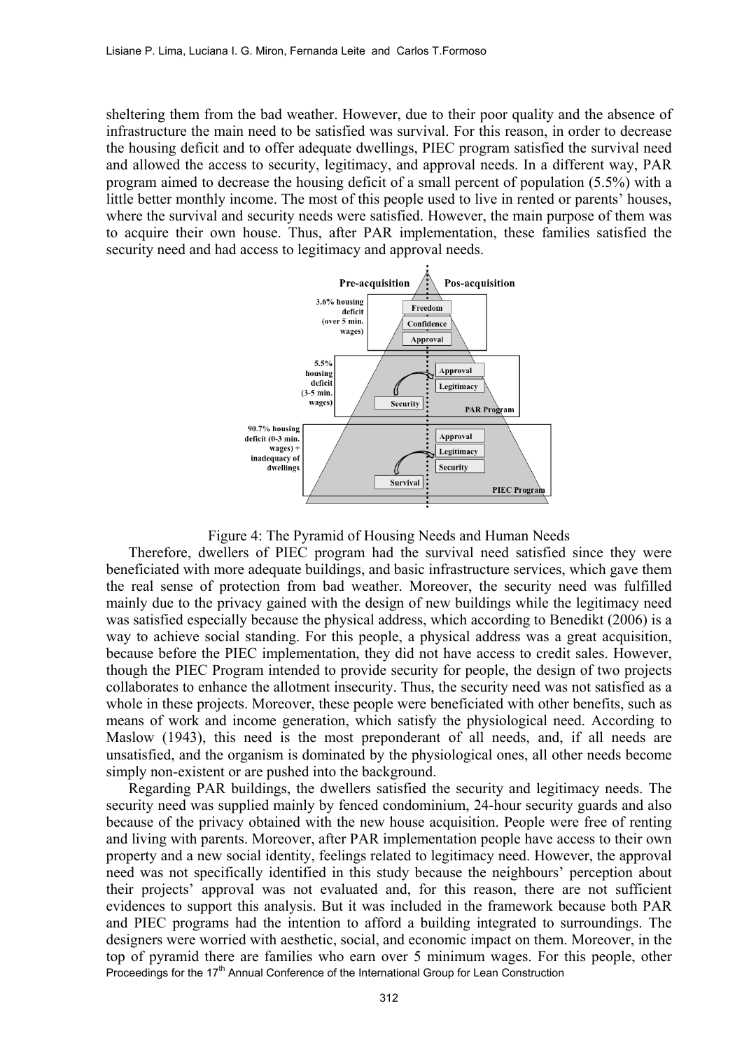sheltering them from the bad weather. However, due to their poor quality and the absence of infrastructure the main need to be satisfied was survival. For this reason, in order to decrease the housing deficit and to offer adequate dwellings, PIEC program satisfied the survival need and allowed the access to security, legitimacy, and approval needs. In a different way, PAR program aimed to decrease the housing deficit of a small percent of population (5.5%) with a little better monthly income. The most of this people used to live in rented or parents' houses, where the survival and security needs were satisfied. However, the main purpose of them was to acquire their own house. Thus, after PAR implementation, these families satisfied the security need and had access to legitimacy and approval needs.

Figure 4: The Pyramid of Housing Needs and Human Needs

Therefore, dwellers of PIEC program had the survival need satisfied since they were beneficiated with more adequate buildings, and basic infrastructure services, which gave them the real sense of protection from bad weather. Moreover, the security need was fulfilled mainly due to the privacy gained with the design of new buildings while the legitimacy need was satisfied especially because the physical address, which according to Benedikt (2006) is a way to achieve social standing. For this people, a physical address was a great acquisition, because before the PIEC implementation, they did not have access to credit sales. However, though the PIEC Program intended to provide security for people, the design of two projects collaborates to enhance the allotment insecurity. Thus, the security need was not satisfied as a whole in these projects. Moreover, these people were beneficiated with other benefits, such as means of work and income generation, which satisfy the physiological need. According to Maslow (1943), this need is the most preponderant of all needs, and, if all needs are unsatisfied, and the organism is dominated by the physiological ones, all other needs become simply non-existent or are pushed into the background.

Regarding PAR buildings, the dwellers satisfied the security and legitimacy needs. The security need was supplied mainly by fenced condominium, 24-hour security guards and also because of the privacy obtained with the new house acquisition. People were free of renting and living with parents. Moreover, after PAR implementation people have access to their own property and a new social identity, feelings related to legitimacy need. However, the approval need was not specifically identified in this study because the neighbours' perception about their projects' approval was not evaluated and, for this reason, there are not sufficient evidences to support this analysis. But it was included in the framework because both PAR and PIEC programs had the intention to afford a building integrated to surroundings. The designers were worried with aesthetic, social, and economic impact on them. Moreover, in the top of pyramid there are families who earn over 5 minimum wages. For this people, other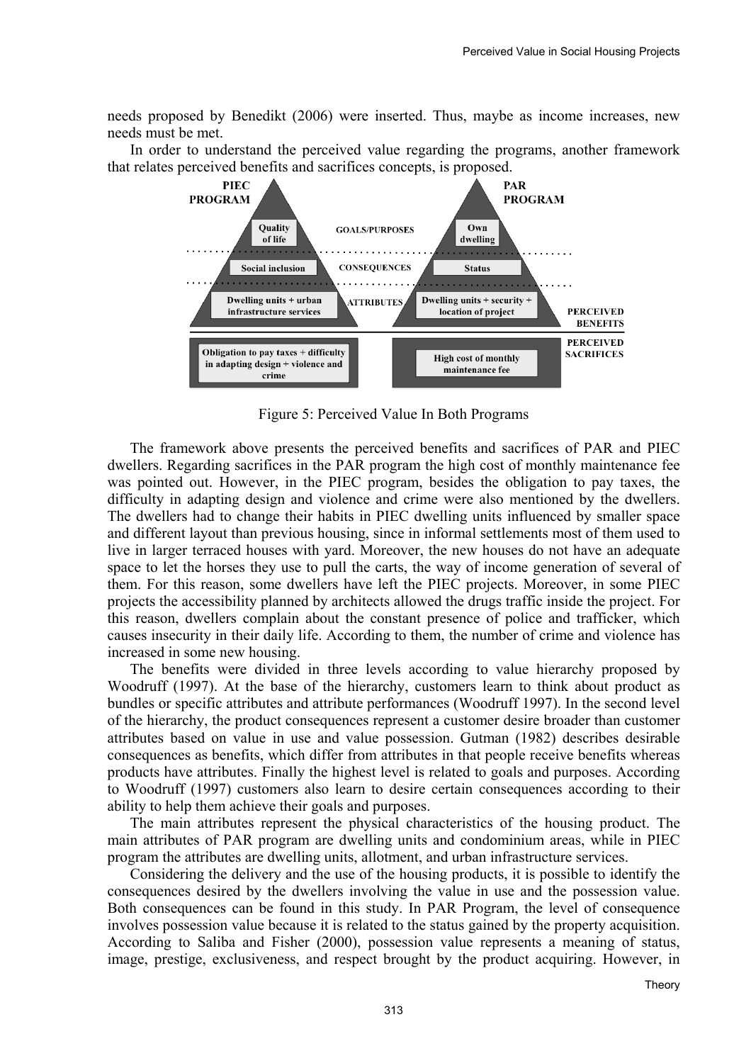needs proposed by Benedikt (2006) were inserted. Thus, maybe as income increases, new needs must be met.

In order to understand the perceived value regarding the programs, another framework that relates perceived benefits and sacrifices concepts, is proposed.

Figure 5: Perceived Value In Both Programs

The framework above presents the perceived benefits and sacrifices of PAR and PIEC dwellers. Regarding sacrifices in the PAR program the high cost of monthly maintenance fee was pointed out. However, in the PIEC program, besides the obligation to pay taxes, the difficulty in adapting design and violence and crime were also mentioned by the dwellers. The dwellers had to change their habits in PIEC dwelling units influenced by smaller space and different layout than previous housing, since in informal settlements most of them used to live in larger terraced houses with yard. Moreover, the new houses do not have an adequate space to let the horses they use to pull the carts, the way of income generation of several of them. For this reason, some dwellers have left the PIEC projects. Moreover, in some PIEC projects the accessibility planned by architects allowed the drugs traffic inside the project. For this reason, dwellers complain about the constant presence of police and trafficker, which causes insecurity in their daily life. According to them, the number of crime and violence has increased in some new housing.

The benefits were divided in three levels according to value hierarchy proposed by Woodruff (1997). At the base of the hierarchy, customers learn to think about product as bundles or specific attributes and attribute performances (Woodruff 1997). In the second level of the hierarchy, the product consequences represent a customer desire broader than customer attributes based on value in use and value possession. Gutman (1982) describes desirable consequences as benefits, which differ from attributes in that people receive benefits whereas products have attributes. Finally the highest level is related to goals and purposes. According to Woodruff (1997) customers also learn to desire certain consequences according to their ability to help them achieve their goals and purposes.

The main attributes represent the physical characteristics of the housing product. The main attributes of PAR program are dwelling units and condominium areas, while in PIEC program the attributes are dwelling units, allotment, and urban infrastructure services.

Considering the delivery and the use of the housing products, it is possible to identify the consequences desired by the dwellers involving the value in use and the possession value. Both consequences can be found in this study. In PAR Program, the level of consequence involves possession value because it is related to the status gained by the property acquisition. According to Saliba and Fisher (2000), possession value represents a meaning of status, image, prestige, exclusiveness, and respect brought by the product acquiring. However, in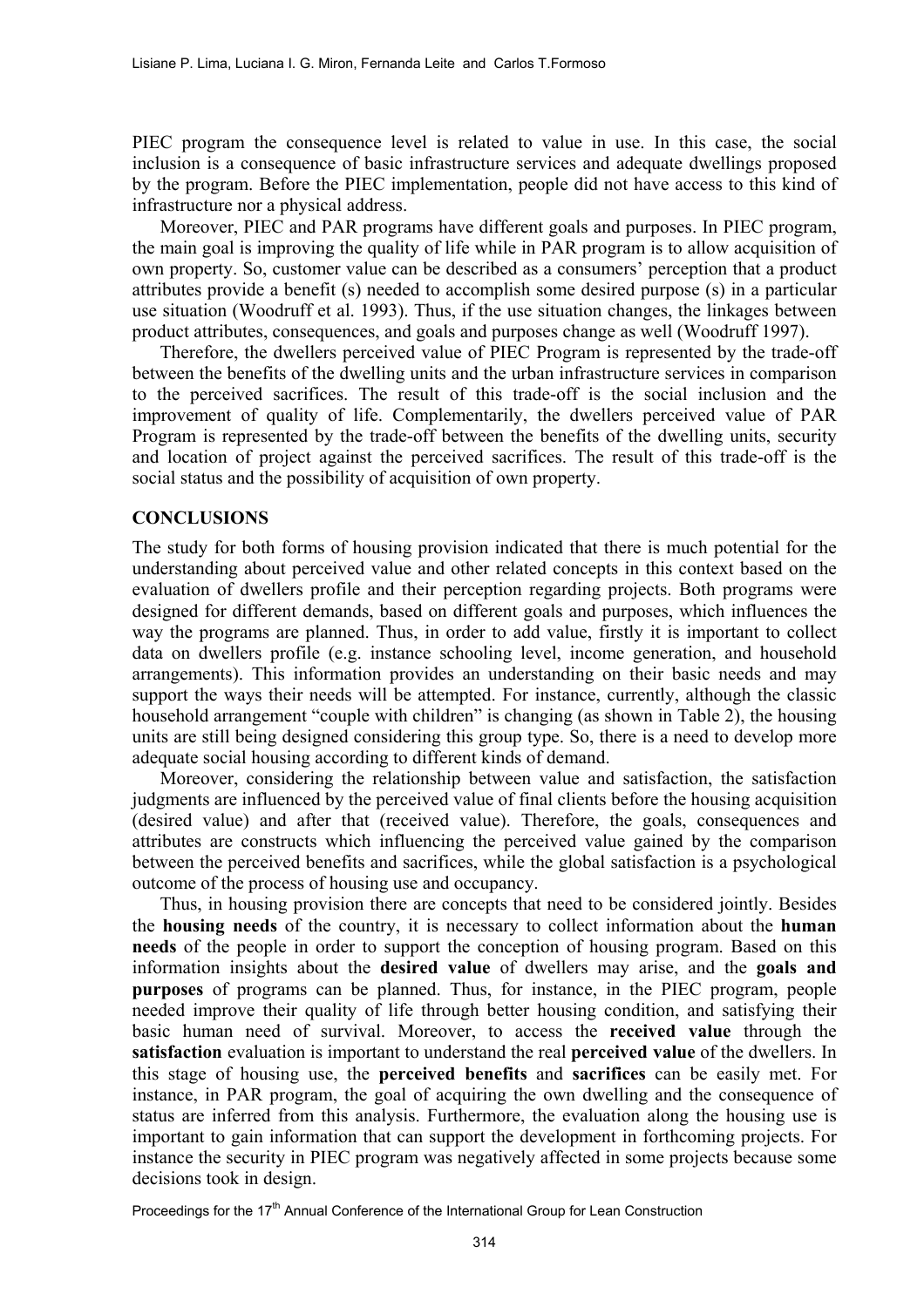PIEC program the consequence level is related to value in use. In this case, the social inclusion is a consequence of basic infrastructure services and adequate dwellings proposed by the program. Before the PIEC implementation, people did not have access to this kind of infrastructure nor a physical address.

Moreover, PIEC and PAR programs have different goals and purposes. In PIEC program, the main goal is improving the quality of life while in PAR program is to allow acquisition of own property. So, customer value can be described as a consumers' perception that a product attributes provide a benefit (s) needed to accomplish some desired purpose (s) in a particular use situation (Woodruff et al. 1993). Thus, if the use situation changes, the linkages between product attributes, consequences, and goals and purposes change as well (Woodruff 1997).

Therefore, the dwellers perceived value of PIEC Program is represented by the trade-off between the benefits of the dwelling units and the urban infrastructure services in comparison to the perceived sacrifices. The result of this trade-off is the social inclusion and the improvement of quality of life. Complementarily, the dwellers perceived value of PAR Program is represented by the trade-off between the benefits of the dwelling units, security and location of project against the perceived sacrifices. The result of this trade-off is the social status and the possibility of acquisition of own property.

## CONCLUSIONS

The study for both forms of housing provision indicated that there is much potential for the understanding about perceived value and other related concepts in this context based on the evaluation of dwellers profile and their perception regarding projects. Both programs were designed for different demands, based on different goals and purposes, which influences the way the programs are planned. Thus, in order to add value, firstly it is important to collect data on dwellers profile (e.g. instance schooling level, income generation, and household arrangements). This information provides an understanding on their basic needs and may support the ways their needs will be attempted. For instance, currently, although the classic household arrangement "couple with children" is changing (as shown in Table 2), the housing units are still being designed considering this group type. So, there is a need to develop more adequate social housing according to different kinds of demand.

Moreover, considering the relationship between value and satisfaction, the satisfaction judgments are influenced by the perceived value of final clients before the housing acquisition (desired value) and after that (received value). Therefore, the goals, consequences and attributes are constructs which influencing the perceived value gained by the comparison between the perceived benefits and sacrifices, while the global satisfaction is a psychological outcome of the process of housing use and occupancy.

Thus, in housing provision there are concepts that need to be considered jointly. Besides the **housing needs** of the country, it is necessary to collect information about the **human needs** of the people in order to support the conception of housing program. Based on this information insights about the **desired value** of dwellers may arise, and the **goals and purposes** of programs can be planned. Thus, for instance, in the PIEC program, people needed improve their quality of life through better housing condition, and satisfying their basic human need of survival. Moreover, to access the **received value** through the **satisfaction** evaluation is important to understand the real **perceived value** of the dwellers. In this stage of housing use, the **perceived benefits** and **sacrifices** can be easily met. For instance, in PAR program, the goal of acquiring the own dwelling and the consequence of status are inferred from this analysis. Furthermore, the evaluation along the housing use is important to gain information that can support the development in forthcoming projects. For instance the security in PIEC program was negatively affected in some projects because some decisions took in design.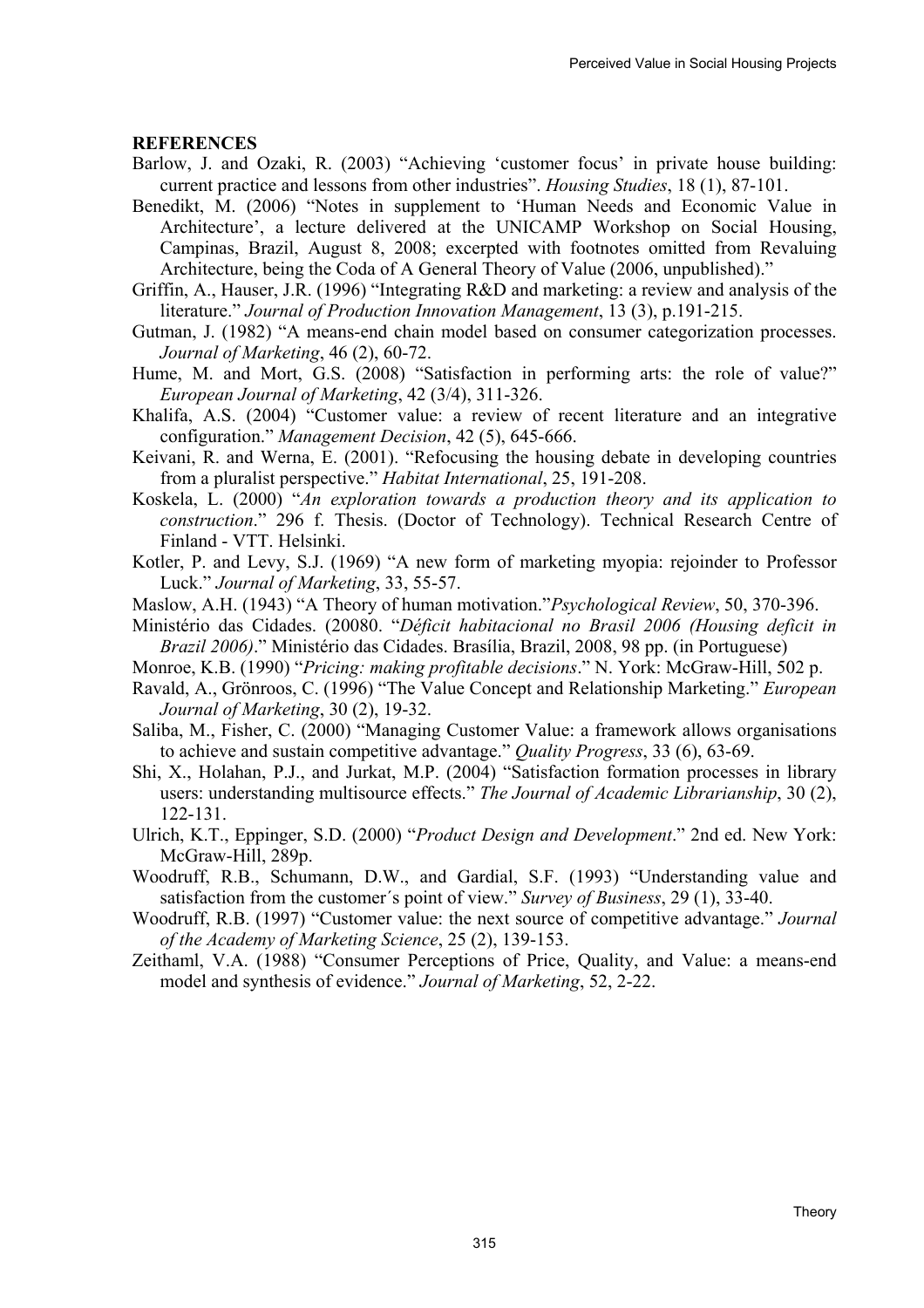## REFERENCES

Barlow, J. and Ozaki, R. (2003) "Achieving 'customer focus' in private house building: current practice and lessons from other industries". *Housing Studies*, 18 (1), 87-101.

Benedikt, M. (2006) "Notes in supplement to 'Human Needs and Economic Value in Architecture', a lecture delivered at the UNICAMP Workshop on Social Housing, Campinas, Brazil, August 8, 2008; excerpted with footnotes omitted from Revaluing Architecture, being the Coda of A General Theory of Value (2006, unpublished)."

Griffin, A., Hauser, J.R. (1996) "Integrating R&D and marketing: a review and analysis of the literature." *Journal of Production Innovation Management*, 13 (3), p.191-215.

Gutman, J. (1982) "A means-end chain model based on consumer categorization processes. *Journal of Marketing*, 46 (2), 60-72.

Hume, M. and Mort, G.S. (2008) "Satisfaction in performing arts: the role of value?" *European Journal of Marketing*, 42 (3/4), 311-326.

Khalifa, A.S. (2004) "Customer value: a review of recent literature and an integrative configuration." *Management Decision*, 42 (5), 645-666.

Keivani, R. and Werna, E. (2001). "Refocusing the housing debate in developing countries from a pluralist perspective." *Habitat International*, 25, 191-208.

Koskela, L. (2000) "*An exploration towards a production theory and its application to construction*." 296 f. Thesis. (Doctor of Technology). Technical Research Centre of Finland - VTT. Helsinki.

Kotler, P. and Levy, S.J. (1969) "A new form of marketing myopia: rejoinder to Professor Luck." *Journal of Marketing*, 33, 55-57.

Maslow, A.H. (1943) "A Theory of human motivation."*Psychological Review*, 50, 370-396.

Ministério das Cidades. (20080. "*Déficit habitacional no Brasil 2006 (Housing deficit in Brazil 2006)*." Ministério das Cidades. Brasília, Brazil, 2008, 98 pp. (in Portuguese)

Monroe, K.B. (1990) "*Pricing: making profitable decisions*." N. York: McGraw-Hill, 502 p.

Ravald, A., Grönroos, C. (1996) "The Value Concept and Relationship Marketing." *European Journal of Marketing*, 30 (2), 19-32.

Saliba, M., Fisher, C. (2000) "Managing Customer Value: a framework allows organisations to achieve and sustain competitive advantage." *Quality Progress*, 33 (6), 63-69.

Shi, X., Holahan, P.J., and Jurkat, M.P. (2004) "Satisfaction formation processes in library users: understanding multisource effects." *The Journal of Academic Librarianship*, 30 (2), 122-131.

Ulrich, K.T., Eppinger, S.D. (2000) "*Product Design and Development*." 2nd ed. New York: McGraw-Hill, 289p.

Woodruff, R.B., Schumann, D.W., and Gardial, S.F. (1993) "Understanding value and satisfaction from the customer´s point of view." *Survey of Business*, 29 (1), 33-40.

Woodruff, R.B. (1997) "Customer value: the next source of competitive advantage." *Journal of the Academy of Marketing Science*, 25 (2), 139-153.

Zeithaml, V.A. (1988) "Consumer Perceptions of Price, Quality, and Value: a means-end model and synthesis of evidence." *Journal of Marketing*, 52, 2-22.